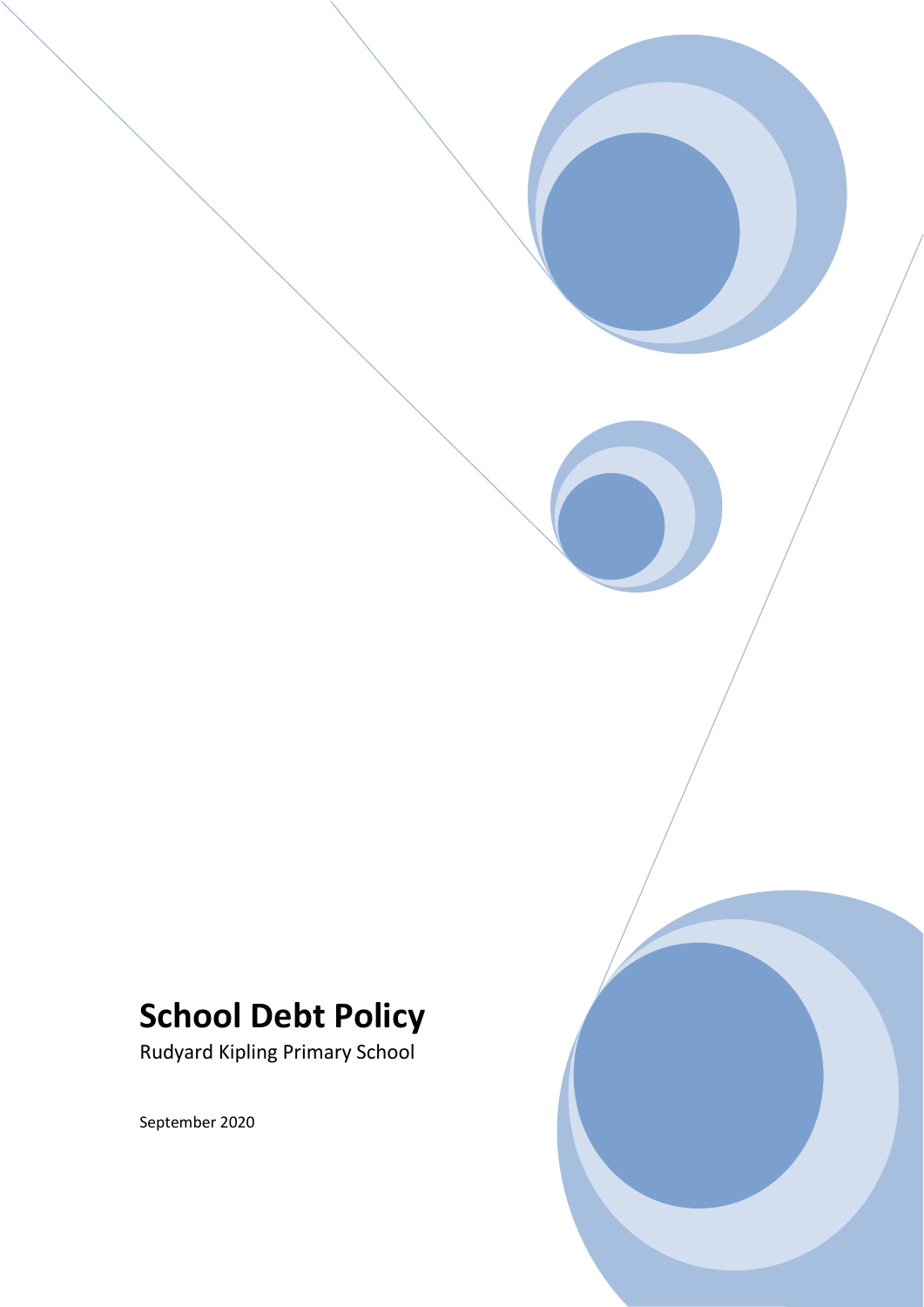# School Debt Policy

Rudyard Kipling Primary School

September 2020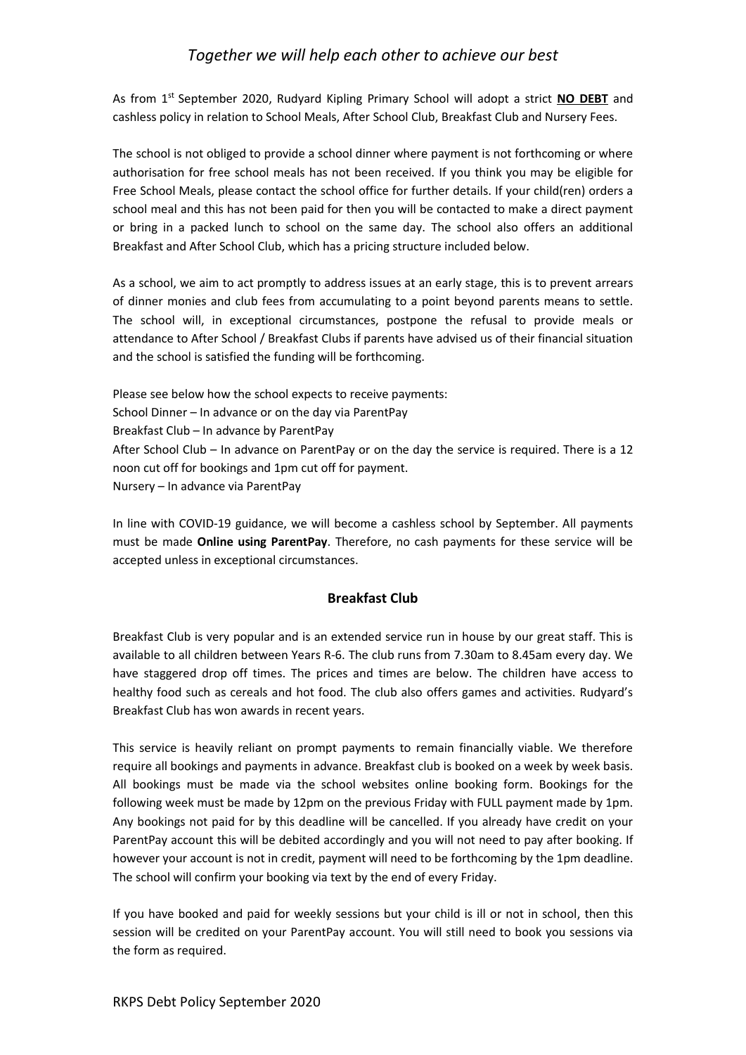*Together we will help each other to achieve our best*

As from 1st September 2020, Rudyard Kipling Primary School will adopt a strict **NO DEBT** and cashless policy in relation to School Meals, After School Club, Breakfast Club and Nursery Fees.

The school is not obliged to provide a school dinner where payment is not forthcoming or where authorisation for free school meals has not been received. If you think you may be eligible for Free School Meals, please contact the school office for further details. If your child(ren) orders a school meal and this has not been paid for then you will be contacted to make a direct payment or bring in a packed lunch to school on the same day. The school also offers an additional Breakfast and After School Club, which has a pricing structure included below.

As a school, we aim to act promptly to address issues at an early stage, this is to prevent arrears of dinner monies and club fees from accumulating to a point beyond parents means to settle. The school will, in exceptional circumstances, postpone the refusal to provide meals or attendance to After School / Breakfast Clubs if parents have advised us of their financial situation and the school is satisfied the funding will be forthcoming.

Please see below how the school expects to receive payments:
School Dinner – In advance or on the day via ParentPay
Breakfast Club – In advance by ParentPay
After School Club – In advance on ParentPay or on the day the service is required. There is a 12 noon cut off for bookings and 1pm cut off for payment.
Nursery – In advance via ParentPay

In line with COVID-19 guidance, we will become a cashless school by September. All payments must be made **Online using ParentPay**. Therefore, no cash payments for these service will be accepted unless in exceptional circumstances.

### Breakfast Club

Breakfast Club is very popular and is an extended service run in house by our great staff. This is available to all children between Years R-6. The club runs from 7.30am to 8.45am every day. We have staggered drop off times. The prices and times are below. The children have access to healthy food such as cereals and hot food. The club also offers games and activities. Rudyard's Breakfast Club has won awards in recent years.

This service is heavily reliant on prompt payments to remain financially viable. We therefore require all bookings and payments in advance. Breakfast club is booked on a week by week basis. All bookings must be made via the school websites online booking form. Bookings for the following week must be made by 12pm on the previous Friday with FULL payment made by 1pm. Any bookings not paid for by this deadline will be cancelled. If you already have credit on your ParentPay account this will be debited accordingly and you will not need to pay after booking. If however your account is not in credit, payment will need to be forthcoming by the 1pm deadline. The school will confirm your booking via text by the end of every Friday.

If you have booked and paid for weekly sessions but your child is ill or not in school, then this session will be credited on your ParentPay account. You will still need to book you sessions via the form as required.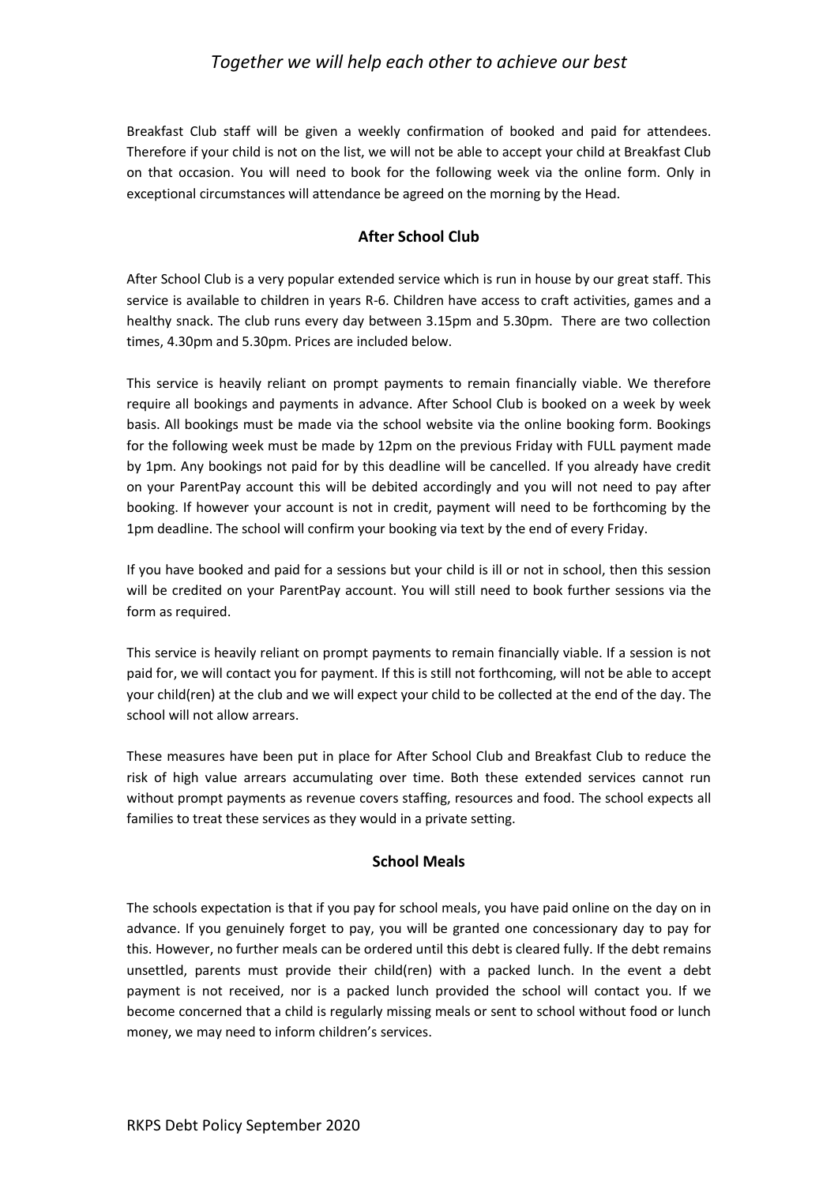Breakfast Club staff will be given a weekly confirmation of booked and paid for attendees. Therefore if your child is not on the list, we will not be able to accept your child at Breakfast Club on that occasion. You will need to book for the following week via the online form. Only in exceptional circumstances will attendance be agreed on the morning by the Head.

### After School Club

After School Club is a very popular extended service which is run in house by our great staff. This service is available to children in years R-6. Children have access to craft activities, games and a healthy snack. The club runs every day between 3.15pm and 5.30pm. There are two collection times, 4.30pm and 5.30pm. Prices are included below.

This service is heavily reliant on prompt payments to remain financially viable. We therefore require all bookings and payments in advance. After School Club is booked on a week by week basis. All bookings must be made via the school website via the online booking form. Bookings for the following week must be made by 12pm on the previous Friday with FULL payment made by 1pm. Any bookings not paid for by this deadline will be cancelled. If you already have credit on your ParentPay account this will be debited accordingly and you will not need to pay after booking. If however your account is not in credit, payment will need to be forthcoming by the 1pm deadline. The school will confirm your booking via text by the end of every Friday.

If you have booked and paid for a sessions but your child is ill or not in school, then this session will be credited on your ParentPay account. You will still need to book further sessions via the form as required.

This service is heavily reliant on prompt payments to remain financially viable. If a session is not paid for, we will contact you for payment. If this is still not forthcoming, will not be able to accept your child(ren) at the club and we will expect your child to be collected at the end of the day. The school will not allow arrears.

These measures have been put in place for After School Club and Breakfast Club to reduce the risk of high value arrears accumulating over time. Both these extended services cannot run without prompt payments as revenue covers staffing, resources and food. The school expects all families to treat these services as they would in a private setting.

### School Meals

The schools expectation is that if you pay for school meals, you have paid online on the day on in advance. If you genuinely forget to pay, you will be granted one concessionary day to pay for this. However, no further meals can be ordered until this debt is cleared fully. If the debt remains unsettled, parents must provide their child(ren) with a packed lunch. In the event a debt payment is not received, nor is a packed lunch provided the school will contact you. If we become concerned that a child is regularly missing meals or sent to school without food or lunch money, we may need to inform children's services.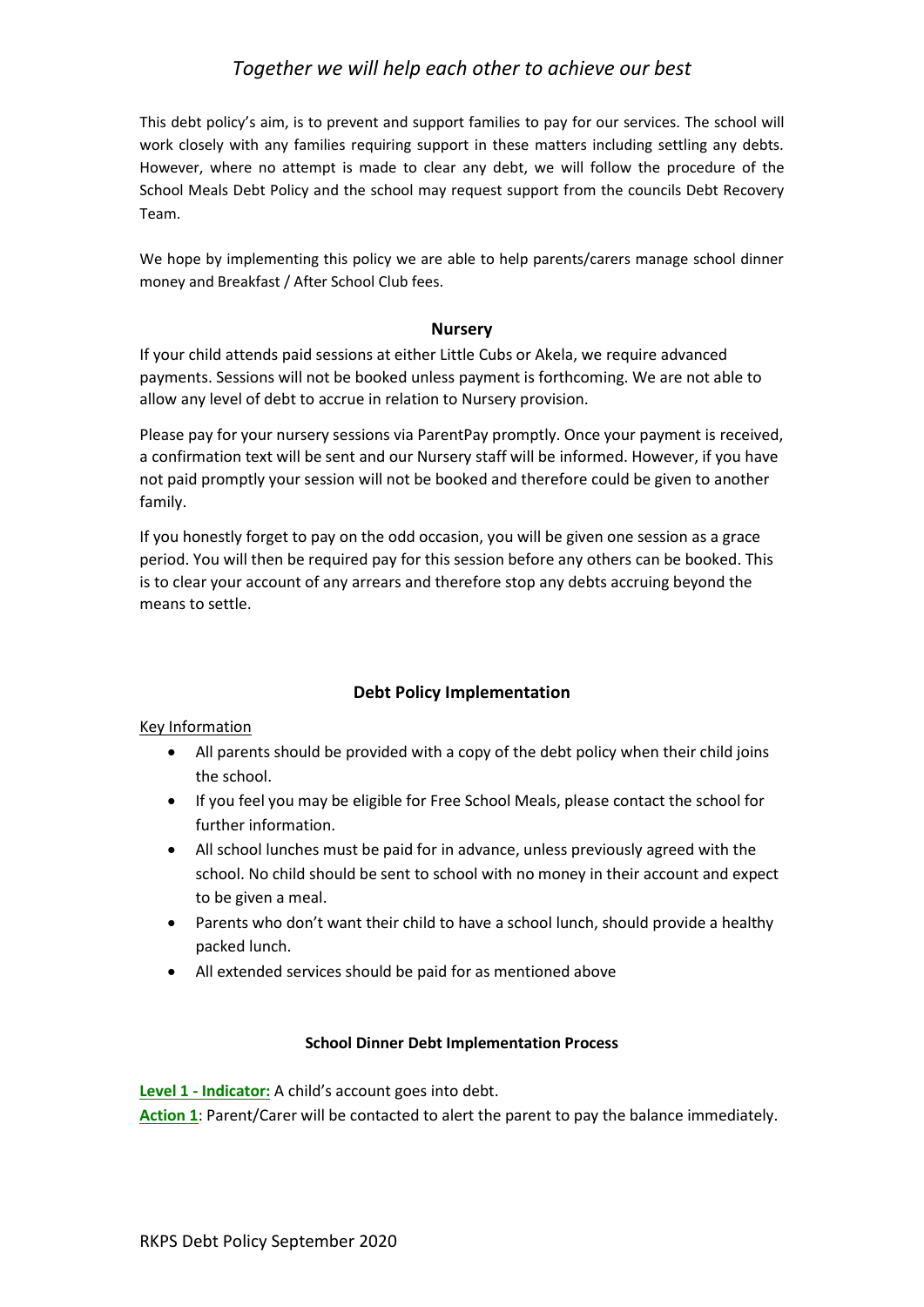This debt policy's aim, is to prevent and support families to pay for our services. The school will work closely with any families requiring support in these matters including settling any debts. However, where no attempt is made to clear any debt, we will follow the procedure of the School Meals Debt Policy and the school may request support from the councils Debt Recovery Team.

We hope by implementing this policy we are able to help parents/carers manage school dinner money and Breakfast / After School Club fees.

## Nursery

If your child attends paid sessions at either Little Cubs or Akela, we require advanced payments. Sessions will not be booked unless payment is forthcoming. We are not able to allow any level of debt to accrue in relation to Nursery provision.

Please pay for your nursery sessions via ParentPay promptly. Once your payment is received, a confirmation text will be sent and our Nursery staff will be informed. However, if you have not paid promptly your session will not be booked and therefore could be given to another family.

If you honestly forget to pay on the odd occasion, you will be given one session as a grace period. You will then be required pay for this session before any others can be booked. This is to clear your account of any arrears and therefore stop any debts accruing beyond the means to settle.

## Debt Policy Implementation

Key Information

- All parents should be provided with a copy of the debt policy when their child joins the school.
- If you feel you may be eligible for Free School Meals, please contact the school for further information.
- All school lunches must be paid for in advance, unless previously agreed with the school. No child should be sent to school with no money in their account and expect to be given a meal.
- Parents who don't want their child to have a school lunch, should provide a healthy packed lunch.
- All extended services should be paid for as mentioned above

### School Dinner Debt Implementation Process

**Level 1 - Indicator:** A child's account goes into debt.
**Action 1**: Parent/Carer will be contacted to alert the parent to pay the balance immediately.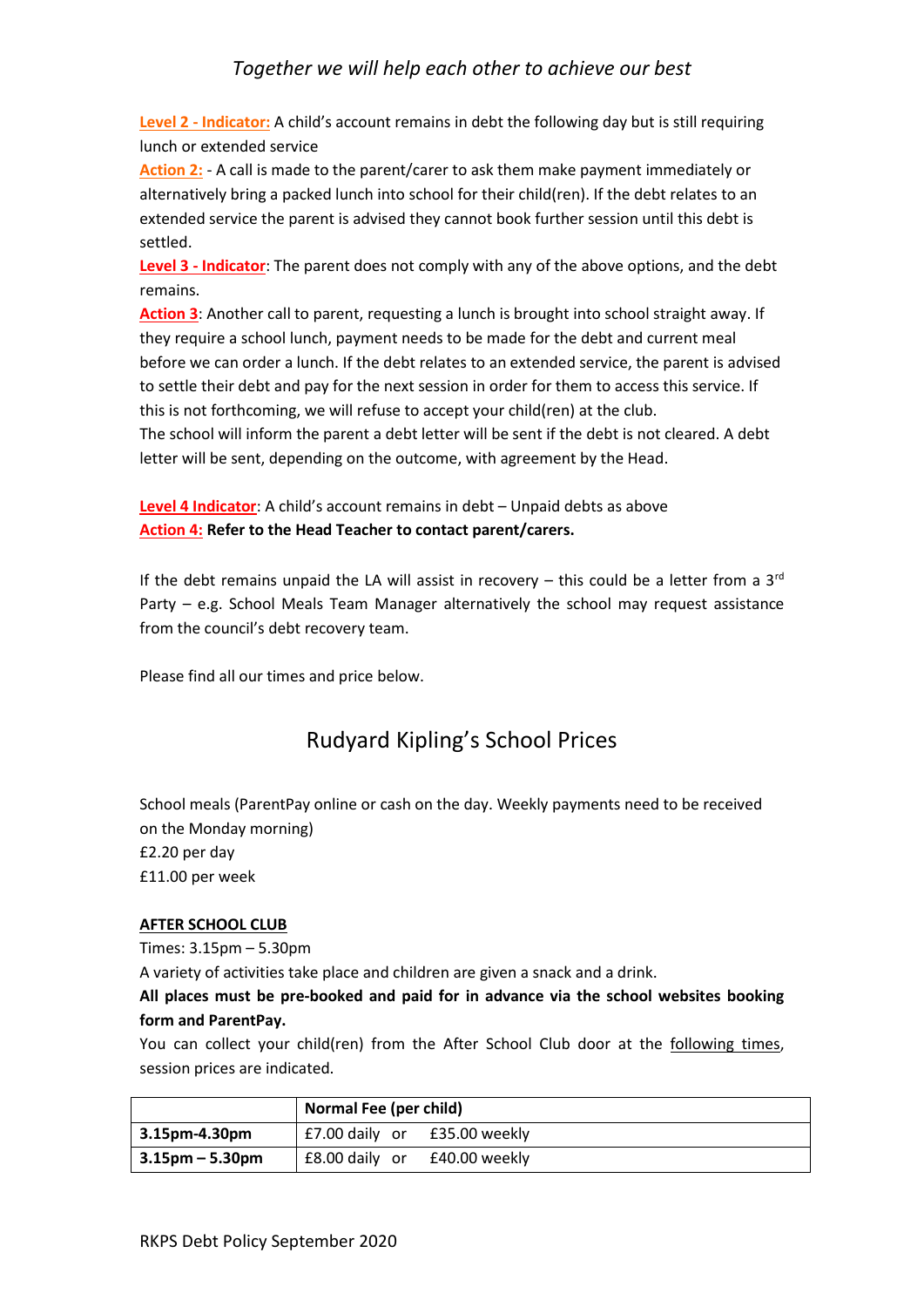*Together we will help each other to achieve our best*

**Level 2 - Indicator:** A child's account remains in debt the following day but is still requiring lunch or extended service

**Action 2:** - A call is made to the parent/carer to ask them make payment immediately or alternatively bring a packed lunch into school for their child(ren). If the debt relates to an extended service the parent is advised they cannot book further session until this debt is settled.

**Level 3 - Indicator**: The parent does not comply with any of the above options, and the debt remains.

**Action 3**: Another call to parent, requesting a lunch is brought into school straight away. If they require a school lunch, payment needs to be made for the debt and current meal before we can order a lunch. If the debt relates to an extended service, the parent is advised to settle their debt and pay for the next session in order for them to access this service. If this is not forthcoming, we will refuse to accept your child(ren) at the club.

The school will inform the parent a debt letter will be sent if the debt is not cleared. A debt letter will be sent, depending on the outcome, with agreement by the Head.

**Level 4 Indicator**: A child's account remains in debt – Unpaid debts as above

**Action 4:** **Refer to the Head Teacher to contact parent/carers.**

If the debt remains unpaid the LA will assist in recovery – this could be a letter from a 3rd Party – e.g. School Meals Team Manager alternatively the school may request assistance from the council's debt recovery team.

Please find all our times and price below.

## Rudyard Kipling's School Prices

School meals (ParentPay online or cash on the day. Weekly payments need to be received on the Monday morning)
£2.20 per day
£11.00 per week

**AFTER SCHOOL CLUB**

Times: 3.15pm – 5.30pm

A variety of activities take place and children are given a snack and a drink.

**All places must be pre-booked and paid for in advance via the school websites booking form and ParentPay.**

You can collect your child(ren) from the After School Club door at the following times, session prices are indicated.

| | **Normal Fee (per child)** |
|---|---|
| **3.15pm-4.30pm** | £7.00 daily or £35.00 weekly |
| **3.15pm – 5.30pm** | £8.00 daily or £40.00 weekly |

RKPS Debt Policy September 2020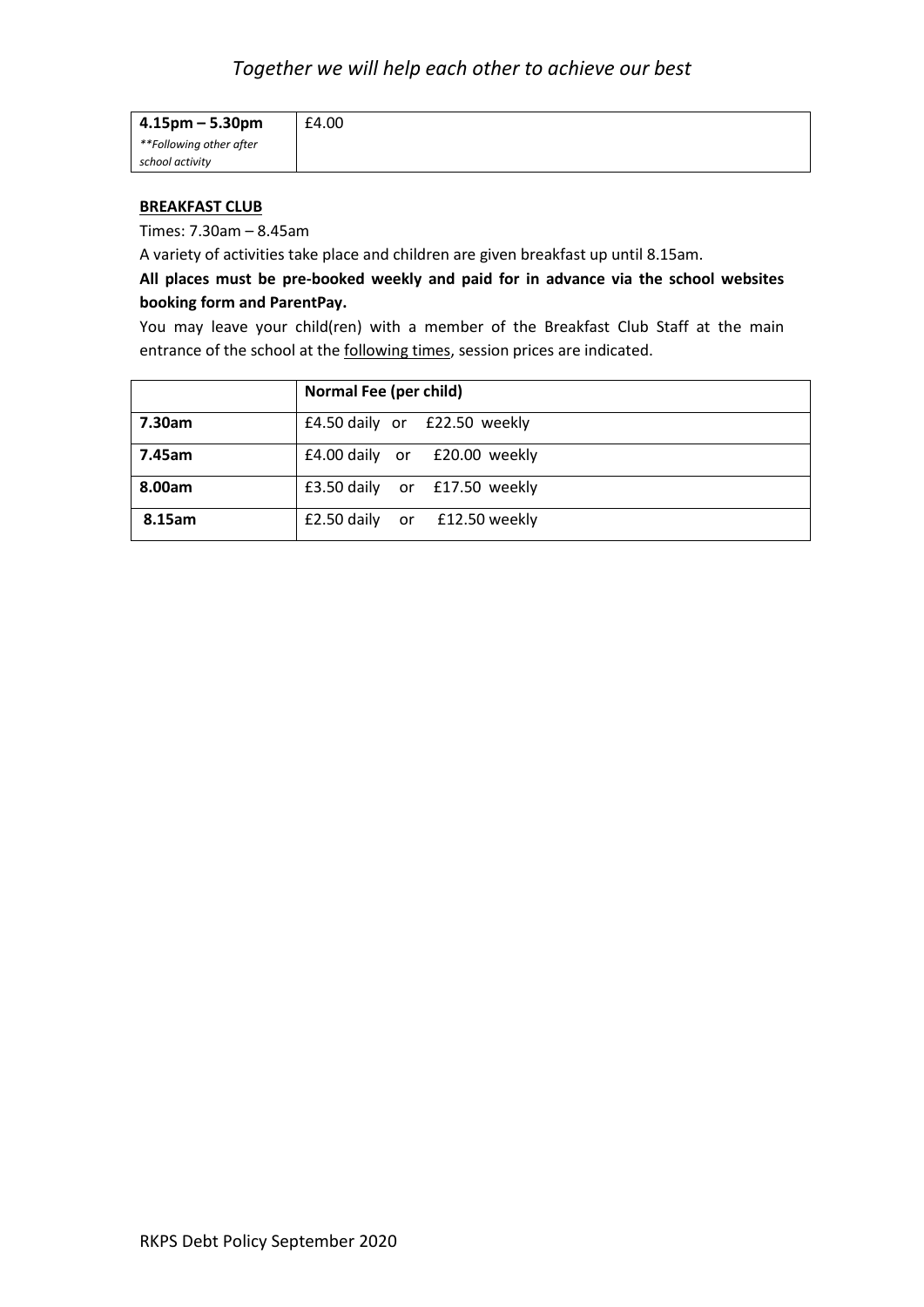| | |
|---|---|
| **4.15pm – 5.30pm** *\*\*Following other after school activity* | £4.00 |

**BREAKFAST CLUB**

Times: 7.30am – 8.45am

A variety of activities take place and children are given breakfast up until 8.15am.

**All places must be pre-booked weekly and paid for in advance via the school websites booking form and ParentPay.**

You may leave your child(ren) with a member of the Breakfast Club Staff at the main entrance of the school at the following times, session prices are indicated.

| | **Normal Fee (per child)** |
|---|---|
| **7.30am** | £4.50 daily or £22.50 weekly |
| **7.45am** | £4.00 daily or £20.00 weekly |
| **8.00am** | £3.50 daily or £17.50 weekly |
| **8.15am** | £2.50 daily or £12.50 weekly |